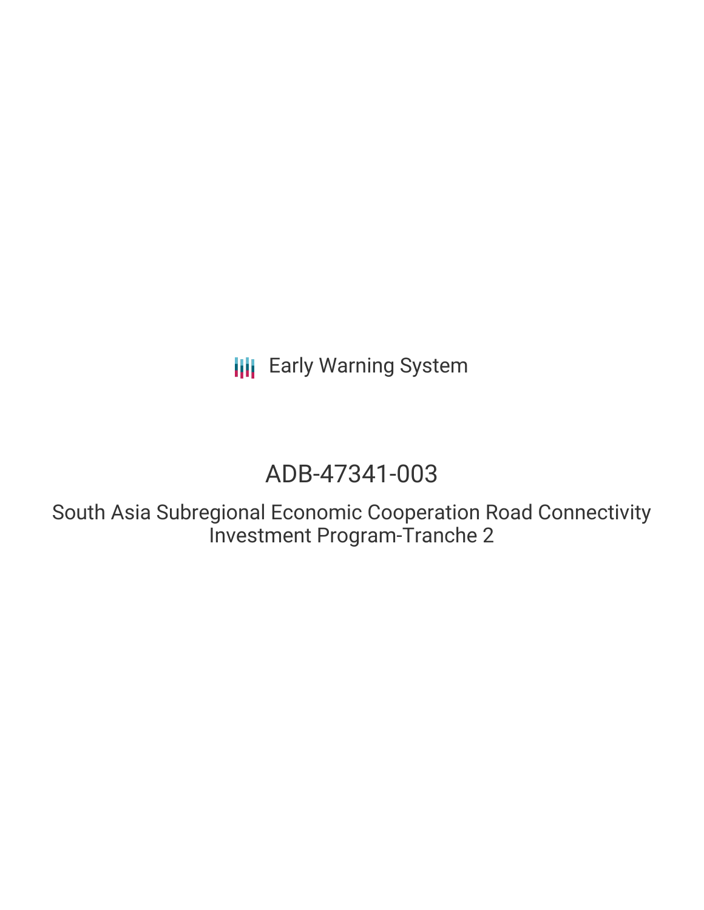Early Warning System

# ADB-47341-003

## South Asia Subregional Economic Cooperation Road Connectivity Investment Program-Tranche 2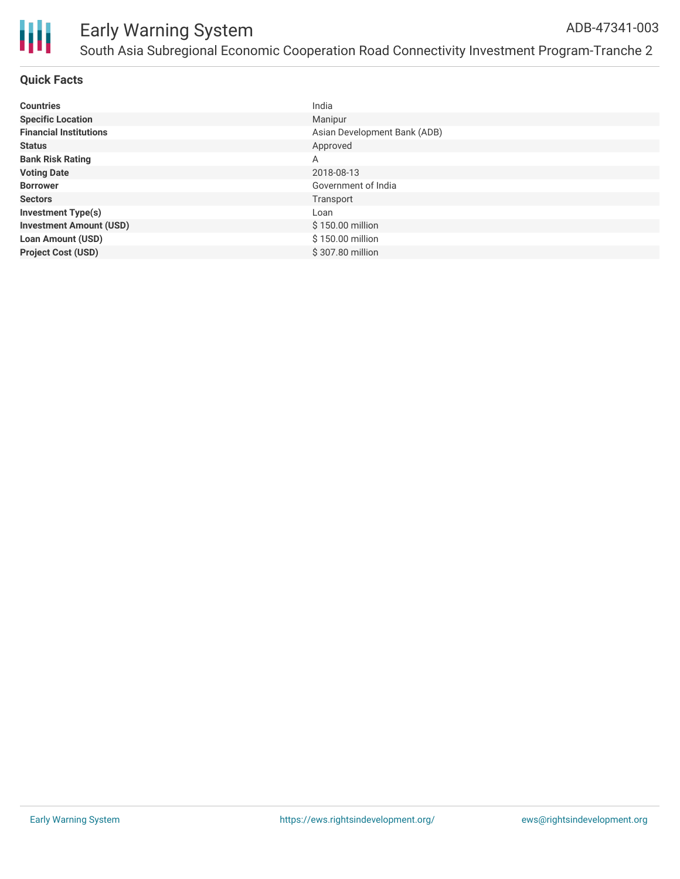# Early Warning System

ADB-47341-003

South Asia Subregional Economic Cooperation Road Connectivity Investment Program-Tranche 2

## Quick Facts

| | |
|---|---|
| **Countries** | India |
| **Specific Location** | Manipur |
| **Financial Institutions** | Asian Development Bank (ADB) |
| **Status** | Approved |
| **Bank Risk Rating** | A |
| **Voting Date** | 2018-08-13 |
| **Borrower** | Government of India |
| **Sectors** | Transport |
| **Investment Type(s)** | Loan |
| **Investment Amount (USD)** | $ 150.00 million |
| **Loan Amount (USD)** | $ 150.00 million |
| **Project Cost (USD)** | $ 307.80 million |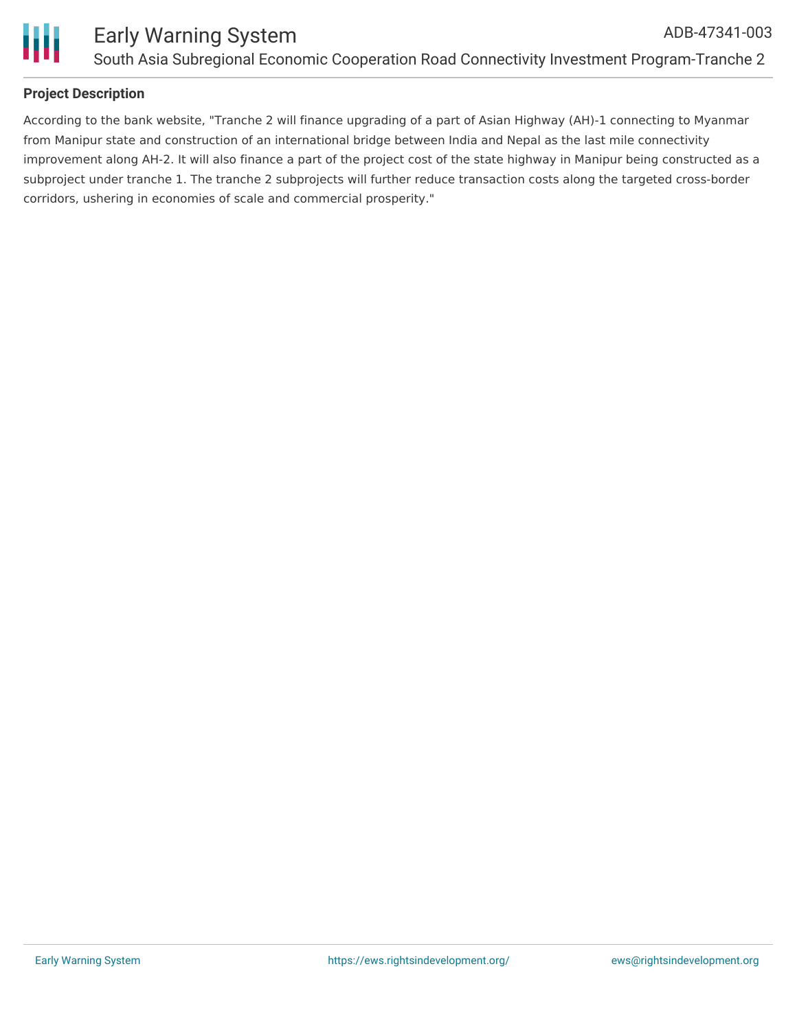## Project Description

According to the bank website, "Tranche 2 will finance upgrading of a part of Asian Highway (AH)-1 connecting to Myanmar from Manipur state and construction of an international bridge between India and Nepal as the last mile connectivity improvement along AH-2. It will also finance a part of the project cost of the state highway in Manipur being constructed as a subproject under tranche 1. The tranche 2 subprojects will further reduce transaction costs along the targeted cross-border corridors, ushering in economies of scale and commercial prosperity."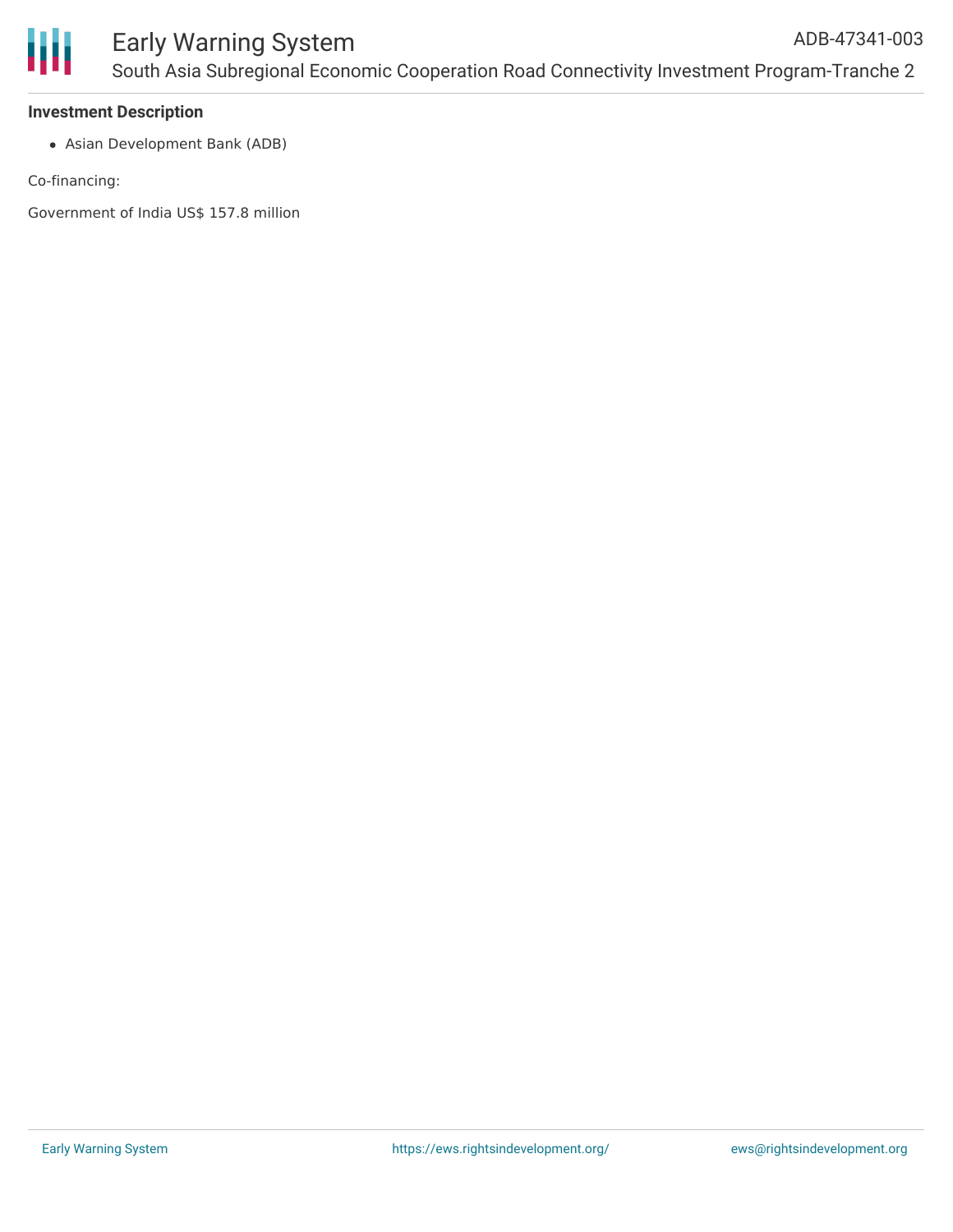**Investment Description**

- Asian Development Bank (ADB)

Co-financing:

Government of India US$ 157.8 million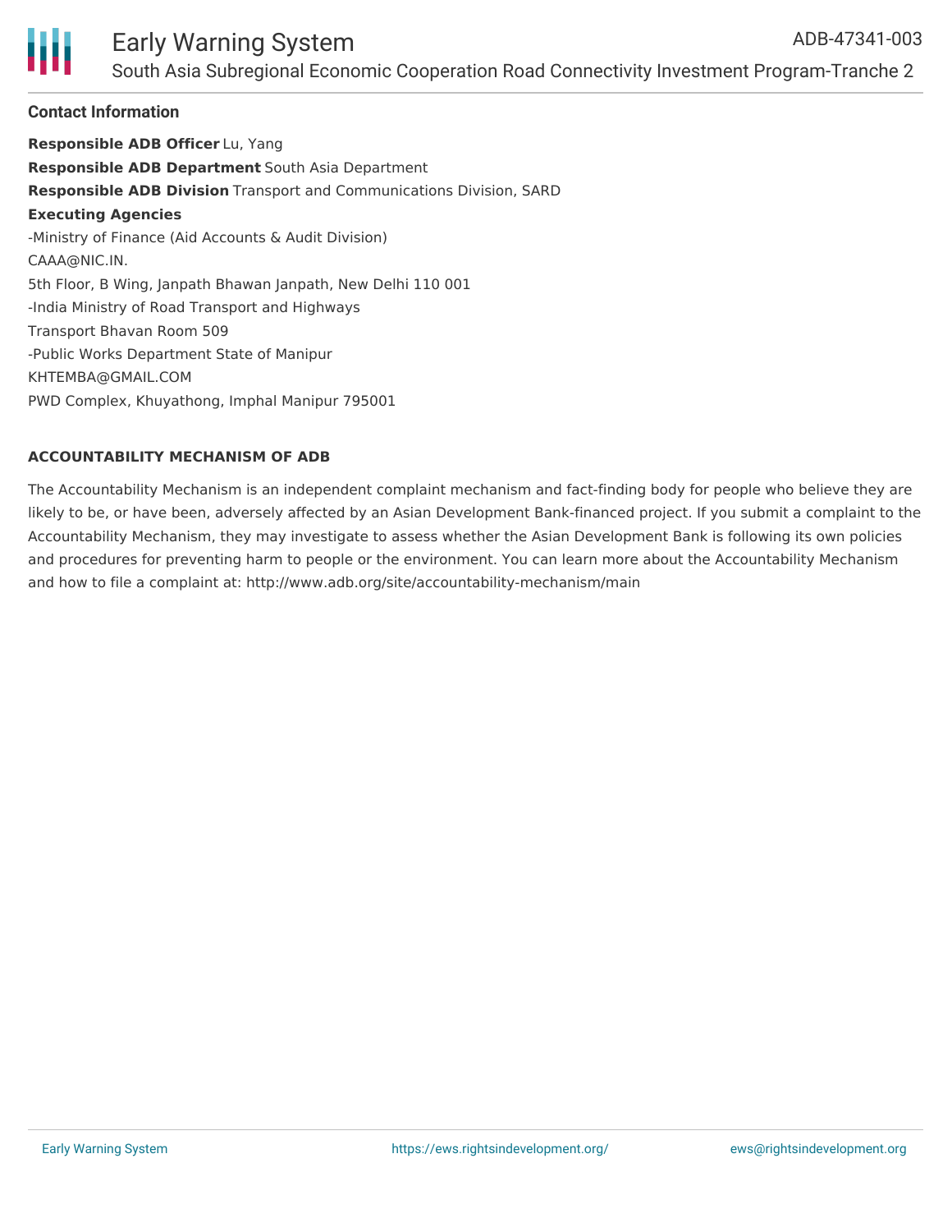## Contact Information

**Responsible ADB Officer** Lu, Yang
**Responsible ADB Department** South Asia Department
**Responsible ADB Division** Transport and Communications Division, SARD
**Executing Agencies**
-Ministry of Finance (Aid Accounts & Audit Division)
CAAA@NIC.IN.
5th Floor, B Wing, Janpath Bhawan Janpath, New Delhi 110 001
-India Ministry of Road Transport and Highways
Transport Bhavan Room 509
-Public Works Department State of Manipur
KHTEMBA@GMAIL.COM
PWD Complex, Khuyathong, Imphal Manipur 795001

### ACCOUNTABILITY MECHANISM OF ADB

The Accountability Mechanism is an independent complaint mechanism and fact-finding body for people who believe they are likely to be, or have been, adversely affected by an Asian Development Bank-financed project. If you submit a complaint to the Accountability Mechanism, they may investigate to assess whether the Asian Development Bank is following its own policies and procedures for preventing harm to people or the environment. You can learn more about the Accountability Mechanism and how to file a complaint at: http://www.adb.org/site/accountability-mechanism/main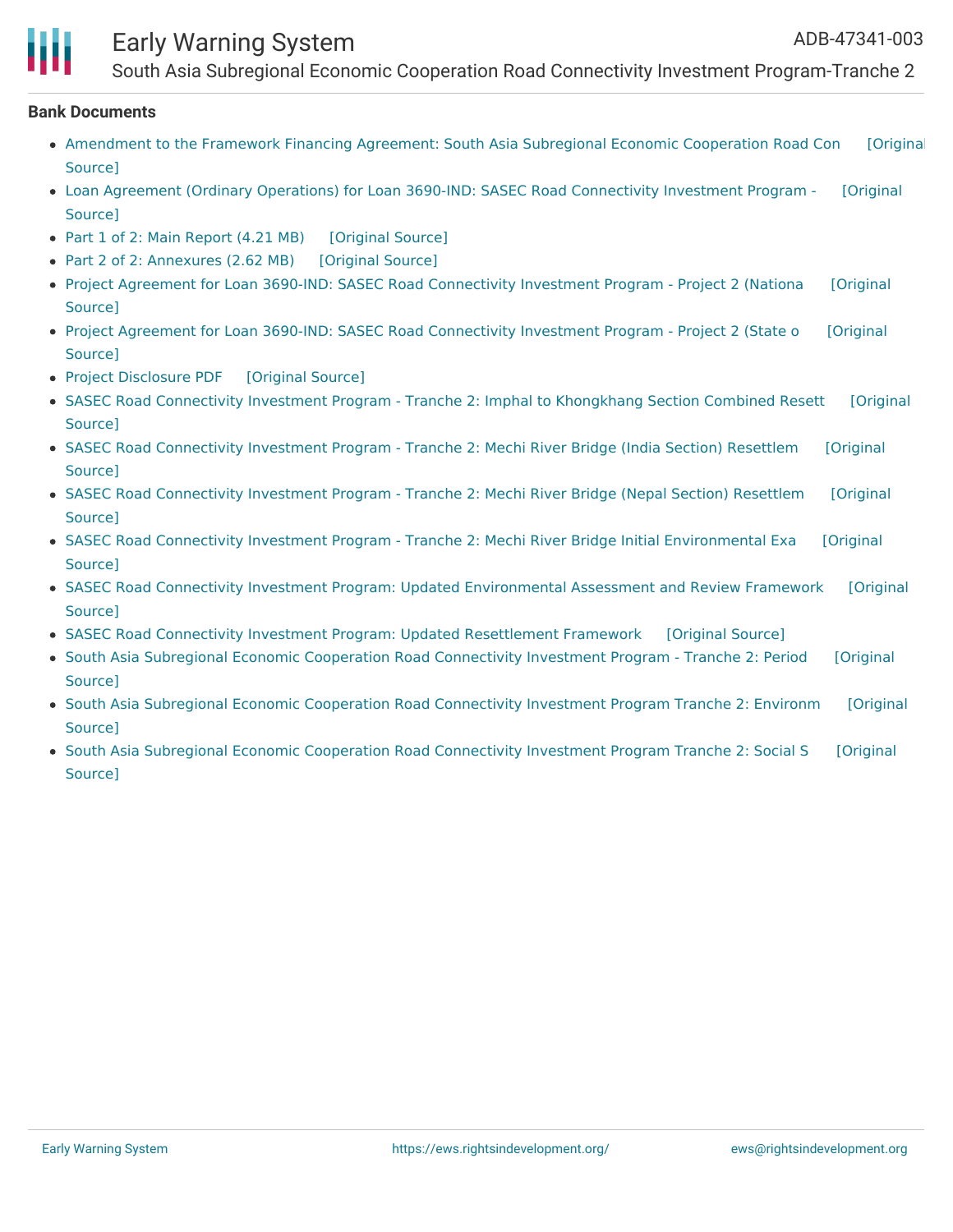## Bank Documents

- Amendment to the Framework Financing Agreement: South Asia Subregional Economic Cooperation Road Con [Original Source]
- Loan Agreement (Ordinary Operations) for Loan 3690-IND: SASEC Road Connectivity Investment Program - [Original Source]
- Part 1 of 2: Main Report (4.21 MB) [Original Source]
- Part 2 of 2: Annexures (2.62 MB) [Original Source]
- Project Agreement for Loan 3690-IND: SASEC Road Connectivity Investment Program - Project 2 (Nationa [Original Source]
- Project Agreement for Loan 3690-IND: SASEC Road Connectivity Investment Program - Project 2 (State o [Original Source]
- Project Disclosure PDF [Original Source]
- SASEC Road Connectivity Investment Program - Tranche 2: Imphal to Khongkhang Section Combined Resett [Original Source]
- SASEC Road Connectivity Investment Program - Tranche 2: Mechi River Bridge (India Section) Resettlem [Original Source]
- SASEC Road Connectivity Investment Program - Tranche 2: Mechi River Bridge (Nepal Section) Resettlem [Original Source]
- SASEC Road Connectivity Investment Program - Tranche 2: Mechi River Bridge Initial Environmental Exa [Original Source]
- SASEC Road Connectivity Investment Program: Updated Environmental Assessment and Review Framework [Original Source]
- SASEC Road Connectivity Investment Program: Updated Resettlement Framework [Original Source]
- South Asia Subregional Economic Cooperation Road Connectivity Investment Program - Tranche 2: Period [Original Source]
- South Asia Subregional Economic Cooperation Road Connectivity Investment Program Tranche 2: Environm [Original Source]
- South Asia Subregional Economic Cooperation Road Connectivity Investment Program Tranche 2: Social S [Original Source]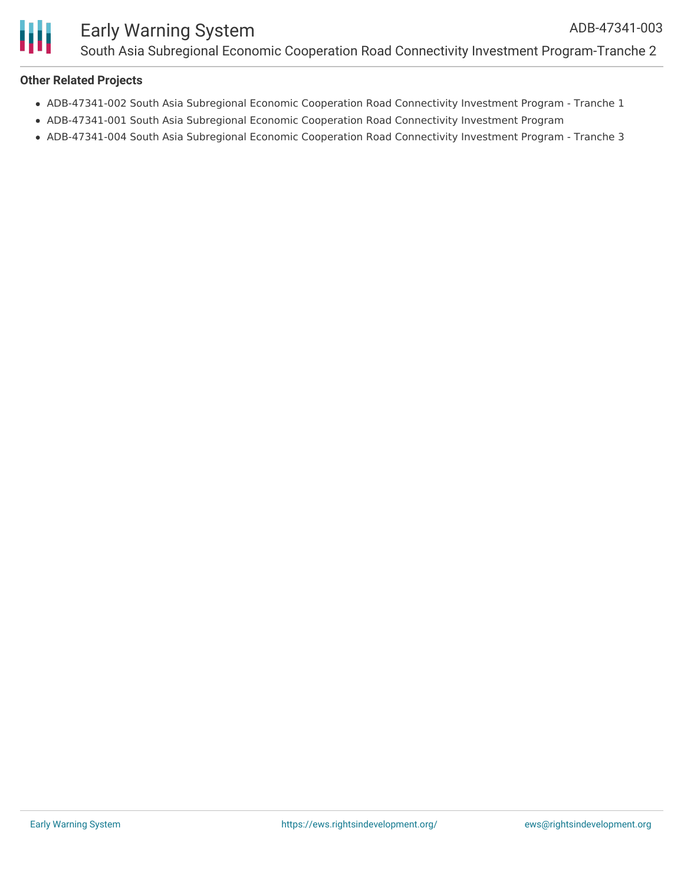**Other Related Projects**

- ADB-47341-002 South Asia Subregional Economic Cooperation Road Connectivity Investment Program - Tranche 1
- ADB-47341-001 South Asia Subregional Economic Cooperation Road Connectivity Investment Program
- ADB-47341-004 South Asia Subregional Economic Cooperation Road Connectivity Investment Program - Tranche 3